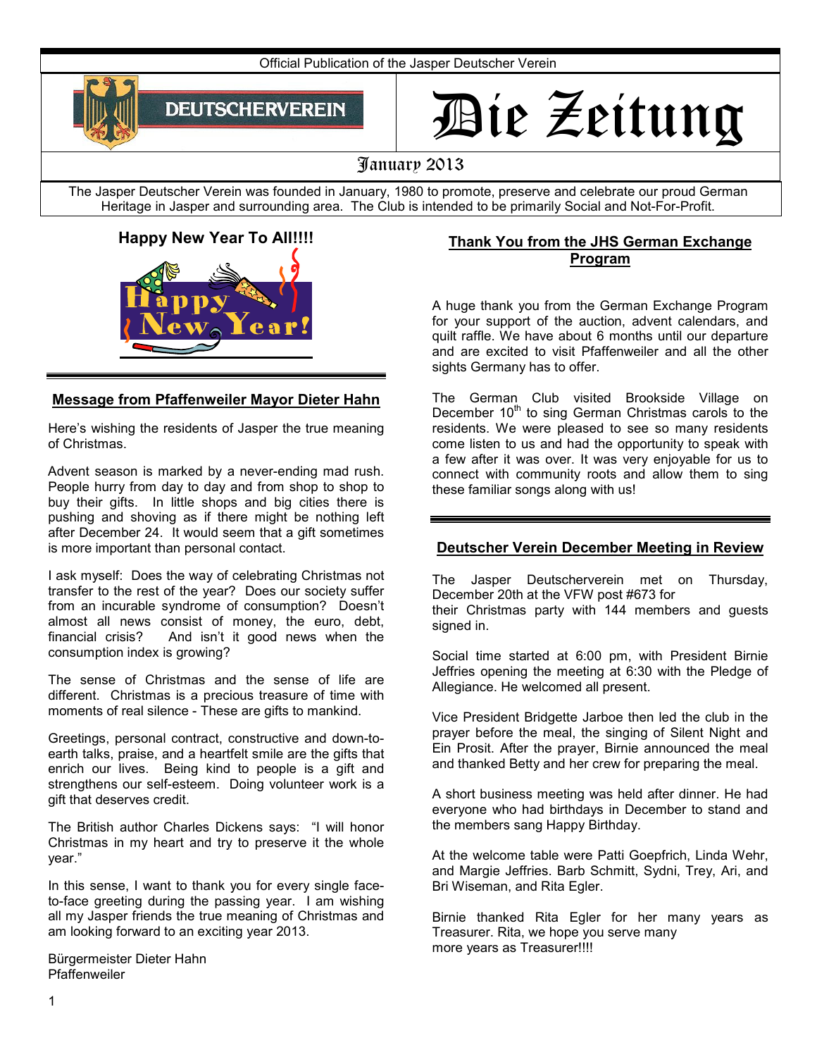Official Publication of the Jasper Deutscher Verein

DEUTSCHERVEREIN

# Die Zeitung

January 2013

The Jasper Deutscher Verein was founded in January, 1980 to promote, preserve and celebrate our proud German Heritage in Jasper and surrounding area. The Club is intended to be primarily Social and Not-For-Profit.

## Happy New Year To All!!!!

## Message from Pfaffenweiler Mayor Dieter Hahn

Here's wishing the residents of Jasper the true meaning of Christmas.

Advent season is marked by a never-ending mad rush. People hurry from day to day and from shop to shop to buy their gifts. In little shops and big cities there is pushing and shoving as if there might be nothing left after December 24. It would seem that a gift sometimes is more important than personal contact.

I ask myself: Does the way of celebrating Christmas not transfer to the rest of the year? Does our society suffer from an incurable syndrome of consumption? Doesn't almost all news consist of money, the euro, debt, financial crisis? And isn't it good news when the consumption index is growing?

The sense of Christmas and the sense of life are different. Christmas is a precious treasure of time with moments of real silence - These are gifts to mankind.

Greetings, personal contract, constructive and down-to-earth talks, praise, and a heartfelt smile are the gifts that enrich our lives. Being kind to people is a gift and strengthens our self-esteem. Doing volunteer work is a gift that deserves credit.

The British author Charles Dickens says: "I will honor Christmas in my heart and try to preserve it the whole year."

In this sense, I want to thank you for every single face-to-face greeting during the passing year. I am wishing all my Jasper friends the true meaning of Christmas and am looking forward to an exciting year 2013.

Bürgermeister Dieter Hahn
Pfaffenweiler

## Thank You from the JHS German Exchange Program

A huge thank you from the German Exchange Program for your support of the auction, advent calendars, and quilt raffle. We have about 6 months until our departure and are excited to visit Pfaffenweiler and all the other sights Germany has to offer.

The German Club visited Brookside Village on December 10th to sing German Christmas carols to the residents. We were pleased to see so many residents come listen to us and had the opportunity to speak with a few after it was over. It was very enjoyable for us to connect with community roots and allow them to sing these familiar songs along with us!

## Deutscher Verein December Meeting in Review

The Jasper Deutscherverein met on Thursday, December 20th at the VFW post #673 for their Christmas party with 144 members and guests signed in.

Social time started at 6:00 pm, with President Birnie Jeffries opening the meeting at 6:30 with the Pledge of Allegiance. He welcomed all present.

Vice President Bridgette Jarboe then led the club in the prayer before the meal, the singing of Silent Night and Ein Prosit. After the prayer, Birnie announced the meal and thanked Betty and her crew for preparing the meal.

A short business meeting was held after dinner. He had everyone who had birthdays in December to stand and the members sang Happy Birthday.

At the welcome table were Patti Goepfrich, Linda Wehr, and Margie Jeffries. Barb Schmitt, Sydni, Trey, Ari, and Bri Wiseman, and Rita Egler.

Birnie thanked Rita Egler for her many years as Treasurer. Rita, we hope you serve many more years as Treasurer!!!!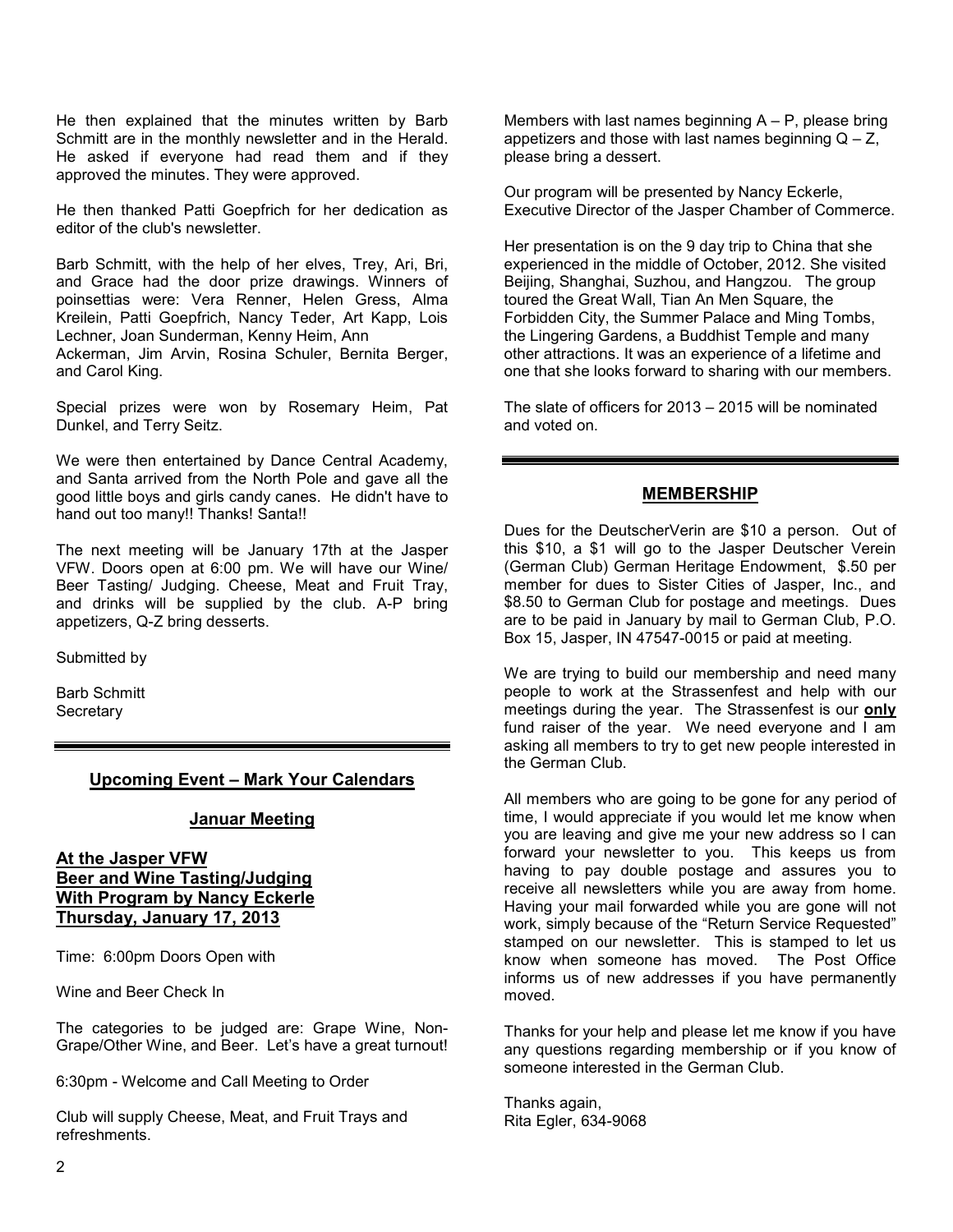He then explained that the minutes written by Barb Schmitt are in the monthly newsletter and in the Herald. He asked if everyone had read them and if they approved the minutes. They were approved.

He then thanked Patti Goepfrich for her dedication as editor of the club's newsletter.

Barb Schmitt, with the help of her elves, Trey, Ari, Bri, and Grace had the door prize drawings. Winners of poinsettias were: Vera Renner, Helen Gress, Alma Kreilein, Patti Goepfrich, Nancy Teder, Art Kapp, Lois Lechner, Joan Sunderman, Kenny Heim, Ann Ackerman, Jim Arvin, Rosina Schuler, Bernita Berger, and Carol King.

Special prizes were won by Rosemary Heim, Pat Dunkel, and Terry Seitz.

We were then entertained by Dance Central Academy, and Santa arrived from the North Pole and gave all the good little boys and girls candy canes. He didn't have to hand out too many!! Thanks! Santa!!

The next meeting will be January 17th at the Jasper VFW. Doors open at 6:00 pm. We will have our Wine/ Beer Tasting/ Judging. Cheese, Meat and Fruit Tray, and drinks will be supplied by the club. A-P bring appetizers, Q-Z bring desserts.

Submitted by

Barb Schmitt
Secretary

---

## Upcoming Event – Mark Your Calendars

### Januar Meeting

**At the Jasper VFW**
**Beer and Wine Tasting/Judging**
**With Program by Nancy Eckerle**
**Thursday, January 17, 2013**

Time: 6:00pm Doors Open with

Wine and Beer Check In

The categories to be judged are: Grape Wine, Non-Grape/Other Wine, and Beer. Let's have a great turnout!

6:30pm - Welcome and Call Meeting to Order

Club will supply Cheese, Meat, and Fruit Trays and refreshments.

Members with last names beginning A – P, please bring appetizers and those with last names beginning Q – Z, please bring a dessert.

Our program will be presented by Nancy Eckerle, Executive Director of the Jasper Chamber of Commerce.

Her presentation is on the 9 day trip to China that she experienced in the middle of October, 2012. She visited Beijing, Shanghai, Suzhou, and Hangzou. The group toured the Great Wall, Tian An Men Square, the Forbidden City, the Summer Palace and Ming Tombs, the Lingering Gardens, a Buddhist Temple and many other attractions. It was an experience of a lifetime and one that she looks forward to sharing with our members.

The slate of officers for 2013 – 2015 will be nominated and voted on.

---

## MEMBERSHIP

Dues for the DeutscherVerin are $10 a person. Out of this $10, a $1 will go to the Jasper Deutscher Verein (German Club) German Heritage Endowment, $.50 per member for dues to Sister Cities of Jasper, Inc., and $8.50 to German Club for postage and meetings. Dues are to be paid in January by mail to German Club, P.O. Box 15, Jasper, IN 47547-0015 or paid at meeting.

We are trying to build our membership and need many people to work at the Strassenfest and help with our meetings during the year. The Strassenfest is our **only** fund raiser of the year. We need everyone and I am asking all members to try to get new people interested in the German Club.

All members who are going to be gone for any period of time, I would appreciate if you would let me know when you are leaving and give me your new address so I can forward your newsletter to you. This keeps us from having to pay double postage and assures you to receive all newsletters while you are away from home. Having your mail forwarded while you are gone will not work, simply because of the "Return Service Requested" stamped on our newsletter. This is stamped to let us know when someone has moved. The Post Office informs us of new addresses if you have permanently moved.

Thanks for your help and please let me know if you have any questions regarding membership or if you know of someone interested in the German Club.

Thanks again,
Rita Egler, 634-9068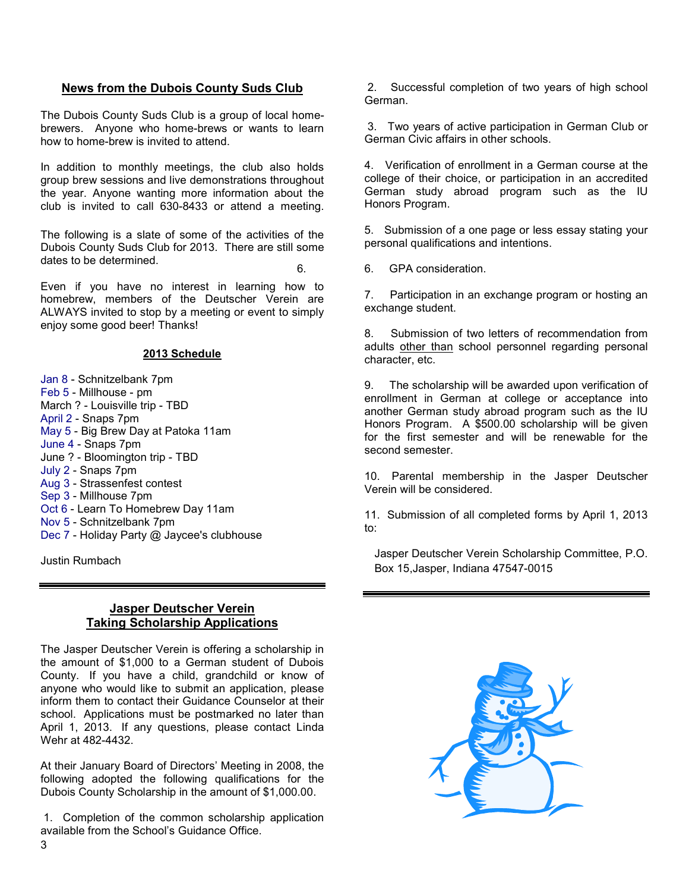## News from the Dubois County Suds Club

The Dubois County Suds Club is a group of local home-brewers. Anyone who home-brews or wants to learn how to home-brew is invited to attend.

In addition to monthly meetings, the club also holds group brew sessions and live demonstrations throughout the year. Anyone wanting more information about the club is invited to call 630-8433 or attend a meeting.

The following is a slate of some of the activities of the Dubois County Suds Club for 2013. There are still some dates to be determined.

6.

Even if you have no interest in learning how to homebrew, members of the Deutscher Verein are ALWAYS invited to stop by a meeting or event to simply enjoy some good beer! Thanks!

### 2013 Schedule

Jan 8 - Schnitzelbank 7pm
Feb 5 - Millhouse - pm
March ? - Louisville trip - TBD
April 2 - Snaps 7pm
May 5 - Big Brew Day at Patoka 11am
June 4 - Snaps 7pm
June ? - Bloomington trip - TBD
July 2 - Snaps 7pm
Aug 3 - Strassenfest contest
Sep 3 - Millhouse 7pm
Oct 6 - Learn To Homebrew Day 11am
Nov 5 - Schnitzelbank 7pm
Dec 7 - Holiday Party @ Jaycee's clubhouse

Justin Rumbach

---

## Jasper Deutscher Verein Taking Scholarship Applications

The Jasper Deutscher Verein is offering a scholarship in the amount of $1,000 to a German student of Dubois County. If you have a child, grandchild or know of anyone who would like to submit an application, please inform them to contact their Guidance Counselor at their school. Applications must be postmarked no later than April 1, 2013. If any questions, please contact Linda Wehr at 482-4432.

At their January Board of Directors' Meeting in 2008, the following adopted the following qualifications for the Dubois County Scholarship in the amount of $1,000.00.

1. Completion of the common scholarship application available from the School's Guidance Office.

2. Successful completion of two years of high school German.

3. Two years of active participation in German Club or German Civic affairs in other schools.

4. Verification of enrollment in a German course at the college of their choice, or participation in an accredited German study abroad program such as the IU Honors Program.

5. Submission of a one page or less essay stating your personal qualifications and intentions.

6. GPA consideration.

7. Participation in an exchange program or hosting an exchange student.

8. Submission of two letters of recommendation from adults other than school personnel regarding personal character, etc.

9. The scholarship will be awarded upon verification of enrollment in German at college or acceptance into another German study abroad program such as the IU Honors Program. A $500.00 scholarship will be given for the first semester and will be renewable for the second semester.

10. Parental membership in the Jasper Deutscher Verein will be considered.

11. Submission of all completed forms by April 1, 2013 to:

Jasper Deutscher Verein Scholarship Committee, P.O. Box 15,Jasper, Indiana 47547-0015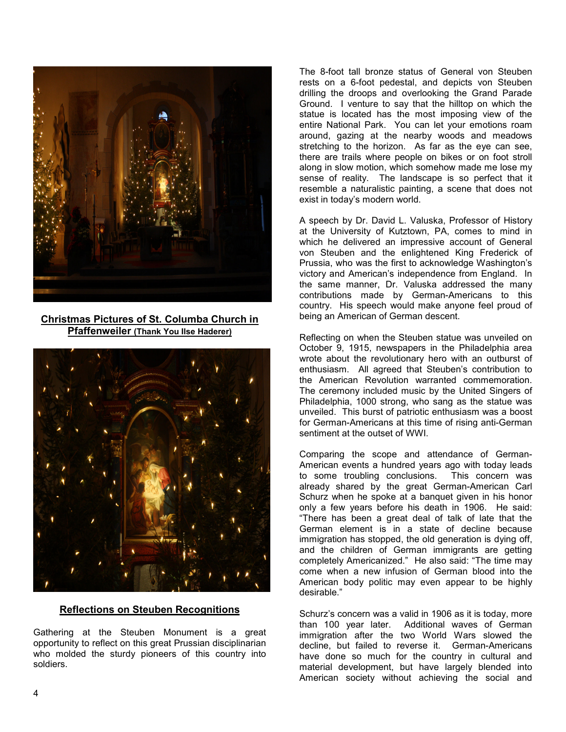**Christmas Pictures of St. Columba Church in Pfaffenweiler (Thank You Ilse Haderer)**

## Reflections on Steuben Recognitions

Gathering at the Steuben Monument is a great opportunity to reflect on this great Prussian disciplinarian who molded the sturdy pioneers of this country into soldiers.

The 8-foot tall bronze status of General von Steuben rests on a 6-foot pedestal, and depicts von Steuben drilling the droops and overlooking the Grand Parade Ground. I venture to say that the hilltop on which the statue is located has the most imposing view of the entire National Park. You can let your emotions roam around, gazing at the nearby woods and meadows stretching to the horizon. As far as the eye can see, there are trails where people on bikes or on foot stroll along in slow motion, which somehow made me lose my sense of reality. The landscape is so perfect that it resemble a naturalistic painting, a scene that does not exist in today's modern world.

A speech by Dr. David L. Valuska, Professor of History at the University of Kutztown, PA, comes to mind in which he delivered an impressive account of General von Steuben and the enlightened King Frederick of Prussia, who was the first to acknowledge Washington's victory and American's independence from England. In the same manner, Dr. Valuska addressed the many contributions made by German-Americans to this country. His speech would make anyone feel proud of being an American of German descent.

Reflecting on when the Steuben statue was unveiled on October 9, 1915, newspapers in the Philadelphia area wrote about the revolutionary hero with an outburst of enthusiasm. All agreed that Steuben's contribution to the American Revolution warranted commemoration. The ceremony included music by the United Singers of Philadelphia, 1000 strong, who sang as the statue was unveiled. This burst of patriotic enthusiasm was a boost for German-Americans at this time of rising anti-German sentiment at the outset of WWI.

Comparing the scope and attendance of German-American events a hundred years ago with today leads to some troubling conclusions. This concern was already shared by the great German-American Carl Schurz when he spoke at a banquet given in his honor only a few years before his death in 1906. He said: "There has been a great deal of talk of late that the German element is in a state of decline because immigration has stopped, the old generation is dying off, and the children of German immigrants are getting completely Americanized." He also said: "The time may come when a new infusion of German blood into the American body politic may even appear to be highly desirable."

Schurz's concern was a valid in 1906 as it is today, more than 100 year later. Additional waves of German immigration after the two World Wars slowed the decline, but failed to reverse it. German-Americans have done so much for the country in cultural and material development, but have largely blended into American society without achieving the social and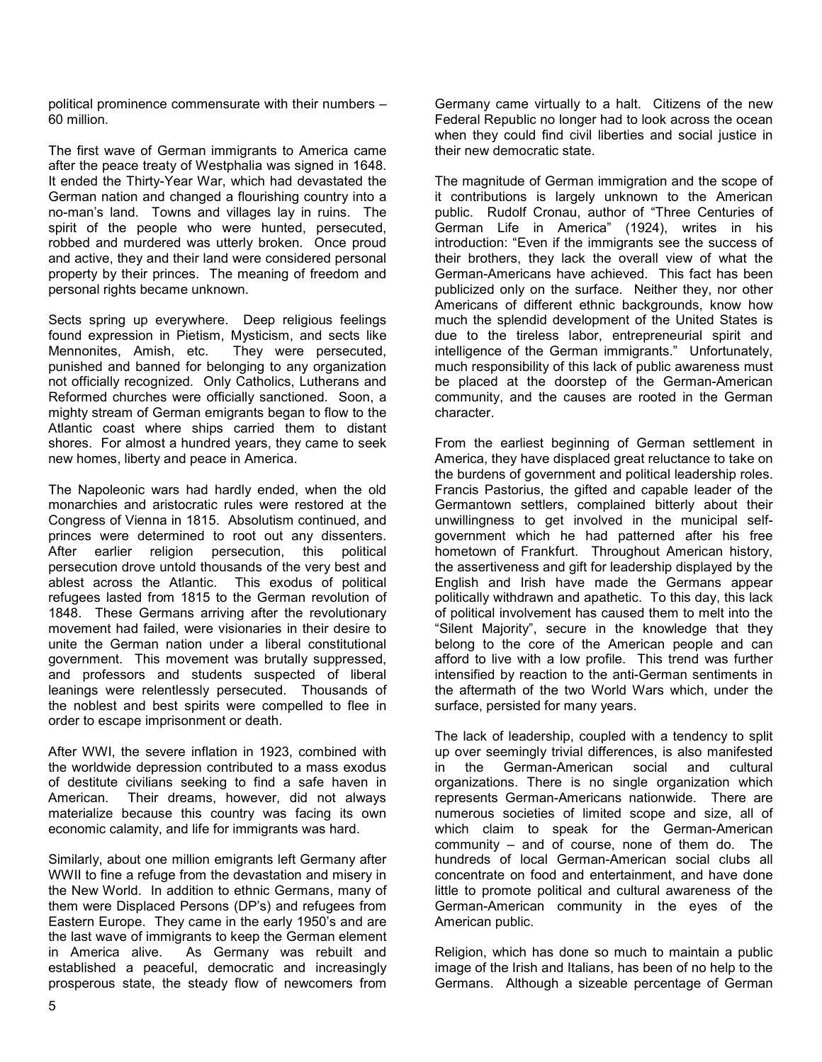political prominence commensurate with their numbers – 60 million.

The first wave of German immigrants to America came after the peace treaty of Westphalia was signed in 1648. It ended the Thirty-Year War, which had devastated the German nation and changed a flourishing country into a no-man's land. Towns and villages lay in ruins. The spirit of the people who were hunted, persecuted, robbed and murdered was utterly broken. Once proud and active, they and their land were considered personal property by their princes. The meaning of freedom and personal rights became unknown.

Sects spring up everywhere. Deep religious feelings found expression in Pietism, Mysticism, and sects like Mennonites, Amish, etc. They were persecuted, punished and banned for belonging to any organization not officially recognized. Only Catholics, Lutherans and Reformed churches were officially sanctioned. Soon, a mighty stream of German emigrants began to flow to the Atlantic coast where ships carried them to distant shores. For almost a hundred years, they came to seek new homes, liberty and peace in America.

The Napoleonic wars had hardly ended, when the old monarchies and aristocratic rules were restored at the Congress of Vienna in 1815. Absolutism continued, and princes were determined to root out any dissenters. After earlier religion persecution, this political persecution drove untold thousands of the very best and ablest across the Atlantic. This exodus of political refugees lasted from 1815 to the German revolution of 1848. These Germans arriving after the revolutionary movement had failed, were visionaries in their desire to unite the German nation under a liberal constitutional government. This movement was brutally suppressed, and professors and students suspected of liberal leanings were relentlessly persecuted. Thousands of the noblest and best spirits were compelled to flee in order to escape imprisonment or death.

After WWI, the severe inflation in 1923, combined with the worldwide depression contributed to a mass exodus of destitute civilians seeking to find a safe haven in American. Their dreams, however, did not always materialize because this country was facing its own economic calamity, and life for immigrants was hard.

Similarly, about one million emigrants left Germany after WWII to fine a refuge from the devastation and misery in the New World. In addition to ethnic Germans, many of them were Displaced Persons (DP's) and refugees from Eastern Europe. They came in the early 1950's and are the last wave of immigrants to keep the German element in America alive. As Germany was rebuilt and established a peaceful, democratic and increasingly prosperous state, the steady flow of newcomers from Germany came virtually to a halt. Citizens of the new Federal Republic no longer had to look across the ocean when they could find civil liberties and social justice in their new democratic state.

The magnitude of German immigration and the scope of it contributions is largely unknown to the American public. Rudolf Cronau, author of "Three Centuries of German Life in America" (1924), writes in his introduction: "Even if the immigrants see the success of their brothers, they lack the overall view of what the German-Americans have achieved. This fact has been publicized only on the surface. Neither they, nor other Americans of different ethnic backgrounds, know how much the splendid development of the United States is due to the tireless labor, entrepreneurial spirit and intelligence of the German immigrants." Unfortunately, much responsibility of this lack of public awareness must be placed at the doorstep of the German-American community, and the causes are rooted in the German character.

From the earliest beginning of German settlement in America, they have displaced great reluctance to take on the burdens of government and political leadership roles. Francis Pastorius, the gifted and capable leader of the Germantown settlers, complained bitterly about their unwillingness to get involved in the municipal self-government which he had patterned after his free hometown of Frankfurt. Throughout American history, the assertiveness and gift for leadership displayed by the English and Irish have made the Germans appear politically withdrawn and apathetic. To this day, this lack of political involvement has caused them to melt into the "Silent Majority", secure in the knowledge that they belong to the core of the American people and can afford to live with a low profile. This trend was further intensified by reaction to the anti-German sentiments in the aftermath of the two World Wars which, under the surface, persisted for many years.

The lack of leadership, coupled with a tendency to split up over seemingly trivial differences, is also manifested in the German-American social and cultural organizations. There is no single organization which represents German-Americans nationwide. There are numerous societies of limited scope and size, all of which claim to speak for the German-American community – and of course, none of them do. The hundreds of local German-American social clubs all concentrate on food and entertainment, and have done little to promote political and cultural awareness of the German-American community in the eyes of the American public.

Religion, which has done so much to maintain a public image of the Irish and Italians, has been of no help to the Germans. Although a sizeable percentage of German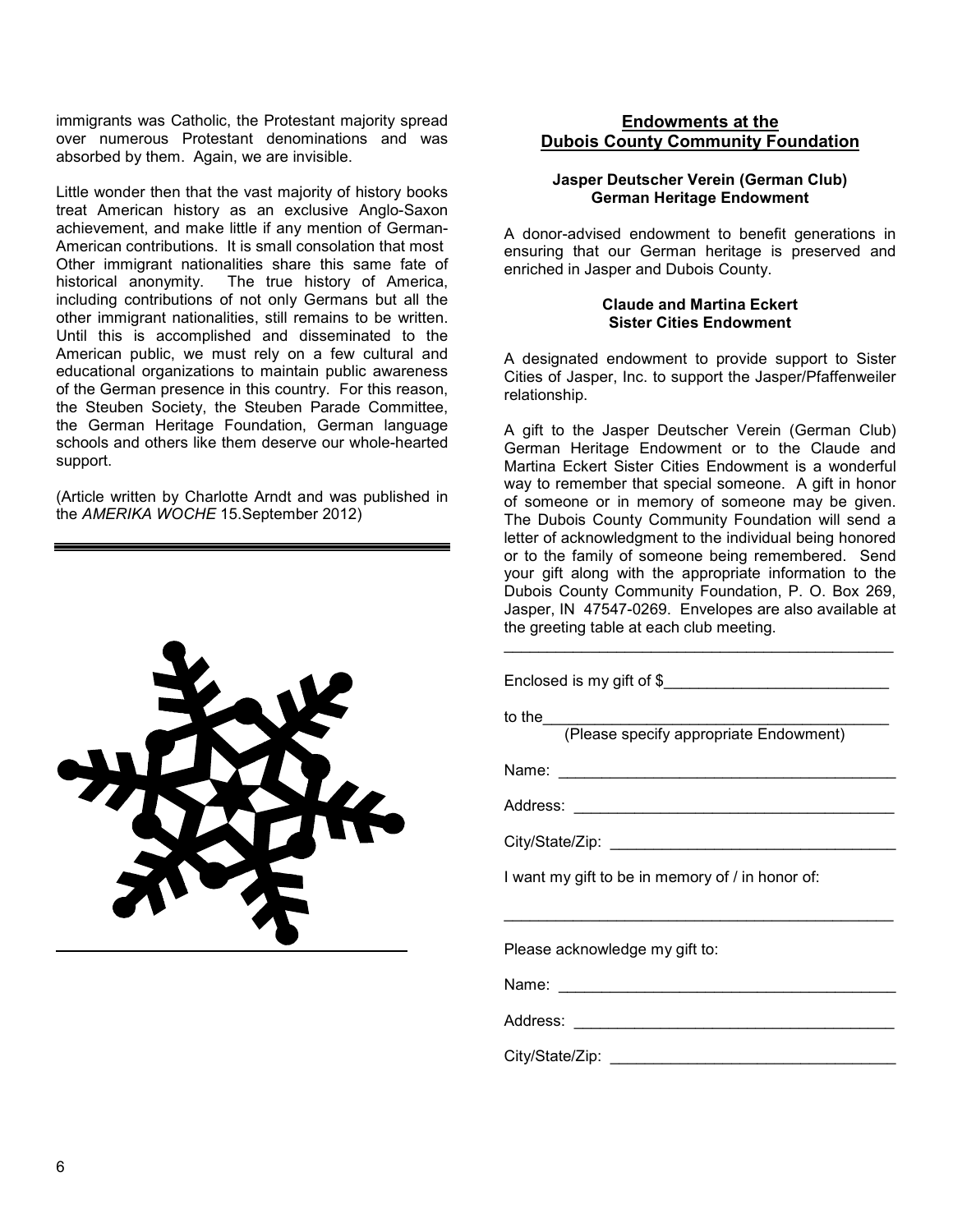immigrants was Catholic, the Protestant majority spread over numerous Protestant denominations and was absorbed by them. Again, we are invisible.

Little wonder then that the vast majority of history books treat American history as an exclusive Anglo-Saxon achievement, and make little if any mention of German-American contributions. It is small consolation that most Other immigrant nationalities share this same fate of historical anonymity. The true history of America, including contributions of not only Germans but all the other immigrant nationalities, still remains to be written. Until this is accomplished and disseminated to the American public, we must rely on a few cultural and educational organizations to maintain public awareness of the German presence in this country. For this reason, the Steuben Society, the Steuben Parade Committee, the German Heritage Foundation, German language schools and others like them deserve our whole-hearted support.

(Article written by Charlotte Arndt and was published in the *AMERIKA WOCHE* 15.September 2012)

---

## Endowments at the Dubois County Community Foundation

### Jasper Deutscher Verein (German Club) German Heritage Endowment

A donor-advised endowment to benefit generations in ensuring that our German heritage is preserved and enriched in Jasper and Dubois County.

### Claude and Martina Eckert Sister Cities Endowment

A designated endowment to provide support to Sister Cities of Jasper, Inc. to support the Jasper/Pfaffenweiler relationship.

A gift to the Jasper Deutscher Verein (German Club) German Heritage Endowment or to the Claude and Martina Eckert Sister Cities Endowment is a wonderful way to remember that special someone. A gift in honor of someone or in memory of someone may be given. The Dubois County Community Foundation will send a letter of acknowledgment to the individual being honored or to the family of someone being remembered. Send your gift along with the appropriate information to the Dubois County Community Foundation, P. O. Box 269, Jasper, IN 47547-0269. Envelopes are also available at the greeting table at each club meeting.

---

Enclosed is my gift of $__________________________

to the__________________________________________
(Please specify appropriate Endowment)

Name: _________________________________________

Address: _______________________________________

City/State/Zip: __________________________________

I want my gift to be in memory of / in honor of:

_______________________________________________

Please acknowledge my gift to:

Name: _________________________________________

Address: _______________________________________

City/State/Zip: __________________________________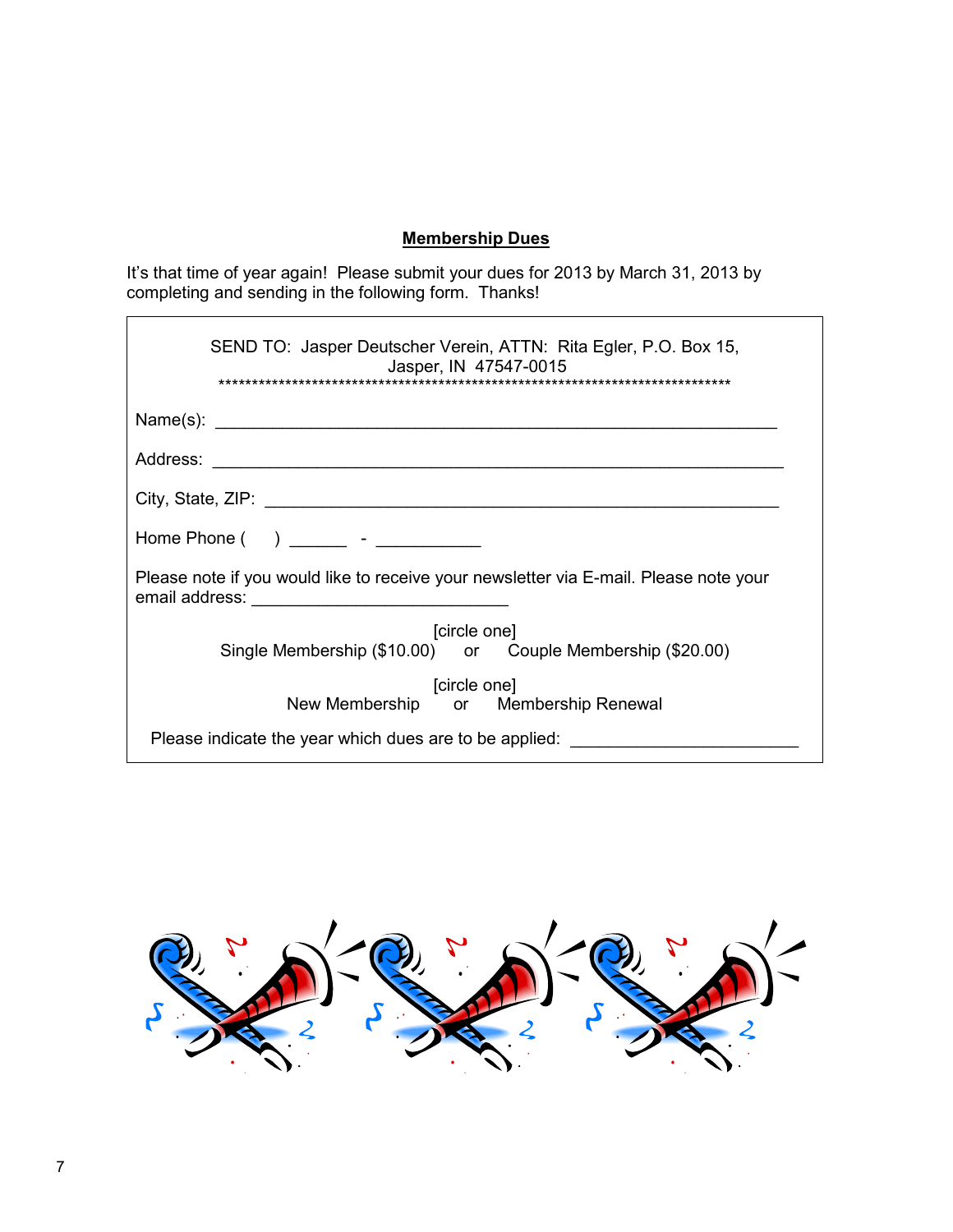## Membership Dues

It's that time of year again! Please submit your dues for 2013 by March 31, 2013 by completing and sending in the following form. Thanks!

SEND TO: Jasper Deutscher Verein, ATTN: Rita Egler, P.O. Box 15, Jasper, IN 47547-0015

************************************************************************************

Name(s): ____________________________________________________________

Address: ____________________________________________________________

City, State, ZIP: _______________________________________________________

Home Phone (     ) ______ - ___________

Please note if you would like to receive your newsletter via E-mail. Please note your email address: ___________________________

[circle one]
Single Membership ($10.00) or Couple Membership ($20.00)

[circle one]
New Membership or Membership Renewal

Please indicate the year which dues are to be applied: ________________________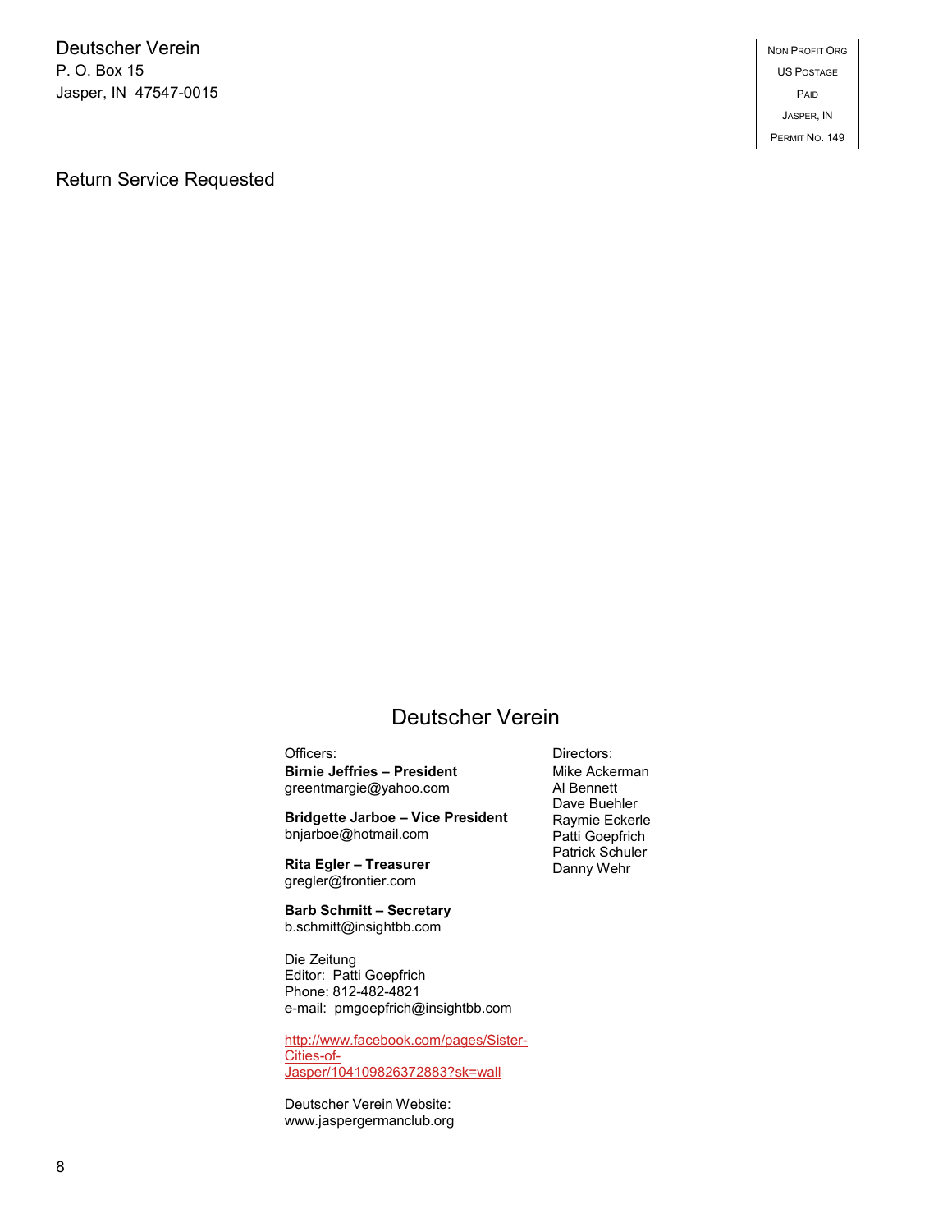Deutscher Verein
P. O. Box 15
Jasper, IN 47547-0015

NON PROFIT ORG
US POSTAGE
PAID
JASPER, IN
PERMIT NO. 149

Return Service Requested

## Deutscher Verein

Officers:

**Birnie Jeffries – President**
greentmargie@yahoo.com

**Bridgette Jarboe – Vice President**
bnjarboe@hotmail.com

**Rita Egler – Treasurer**
gregler@frontier.com

**Barb Schmitt – Secretary**
b.schmitt@insightbb.com

Die Zeitung
Editor: Patti Goepfrich
Phone: 812-482-4821
e-mail: pmgoepfrich@insightbb.com

http://www.facebook.com/pages/Sister-Cities-of-Jasper/104109826372883?sk=wall

Deutscher Verein Website:
www.jaspergermanclub.org

Directors:

Mike Ackerman
Al Bennett
Dave Buehler
Raymie Eckerle
Patti Goepfrich
Patrick Schuler
Danny Wehr